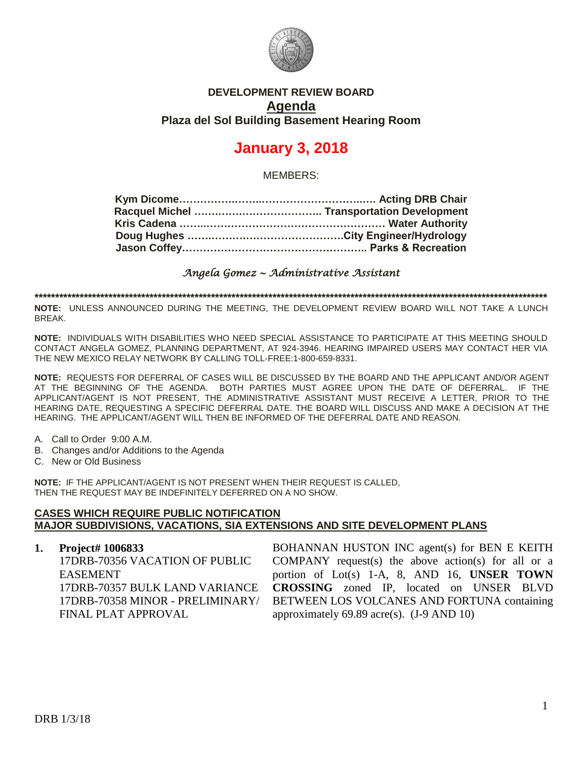# DEVELOPMENT REVIEW BOARD

## Agenda

### Plaza del Sol Building Basement Hearing Room

# January 3, 2018

MEMBERS:

**Kym Dicome……………………………………………… Acting DRB Chair**
**Racquel Michel ……………………………….. Transportation Development**
**Kris Cadena ………………………………………………… Water Authority**
**Doug Hughes ………………………………………City Engineer/Hydrology**
**Jason Coffey…………………………………………….. Parks & Recreation**

*Angela Gomez ~ Administrative Assistant*

**************************************************************************************************************************

**NOTE:** UNLESS ANNOUNCED DURING THE MEETING, THE DEVELOPMENT REVIEW BOARD WILL NOT TAKE A LUNCH BREAK.

**NOTE:** INDIVIDUALS WITH DISABILITIES WHO NEED SPECIAL ASSISTANCE TO PARTICIPATE AT THIS MEETING SHOULD CONTACT ANGELA GOMEZ, PLANNING DEPARTMENT, AT 924-3946. HEARING IMPAIRED USERS MAY CONTACT HER VIA THE NEW MEXICO RELAY NETWORK BY CALLING TOLL-FREE:1-800-659-8331.

**NOTE:** REQUESTS FOR DEFERRAL OF CASES WILL BE DISCUSSED BY THE BOARD AND THE APPLICANT AND/OR AGENT AT THE BEGINNING OF THE AGENDA. BOTH PARTIES MUST AGREE UPON THE DATE OF DEFERRAL. IF THE APPLICANT/AGENT IS NOT PRESENT, THE ADMINISTRATIVE ASSISTANT MUST RECEIVE A LETTER, PRIOR TO THE HEARING DATE, REQUESTING A SPECIFIC DEFERRAL DATE. THE BOARD WILL DISCUSS AND MAKE A DECISION AT THE HEARING. THE APPLICANT/AGENT WILL THEN BE INFORMED OF THE DEFERRAL DATE AND REASON.

A. Call to Order 9:00 A.M.
B. Changes and/or Additions to the Agenda
C. New or Old Business

**NOTE:** IF THE APPLICANT/AGENT IS NOT PRESENT WHEN THEIR REQUEST IS CALLED, THEN THE REQUEST MAY BE INDEFINITELY DEFERRED ON A NO SHOW.

**CASES WHICH REQUIRE PUBLIC NOTIFICATION**
**MAJOR SUBDIVISIONS, VACATIONS, SIA EXTENSIONS AND SITE DEVELOPMENT PLANS**

**1. Project# 1006833**
17DRB-70356 VACATION OF PUBLIC EASEMENT
17DRB-70357 BULK LAND VARIANCE
17DRB-70358 MINOR - PRELIMINARY/ FINAL PLAT APPROVAL

BOHANNAN HUSTON INC agent(s) for BEN E KEITH COMPANY request(s) the above action(s) for all or a portion of Lot(s) 1-A, 8, AND 16, **UNSER TOWN CROSSING** zoned IP, located on UNSER BLVD BETWEEN LOS VOLCANES AND FORTUNA containing approximately 69.89 acre(s). (J-9 AND 10)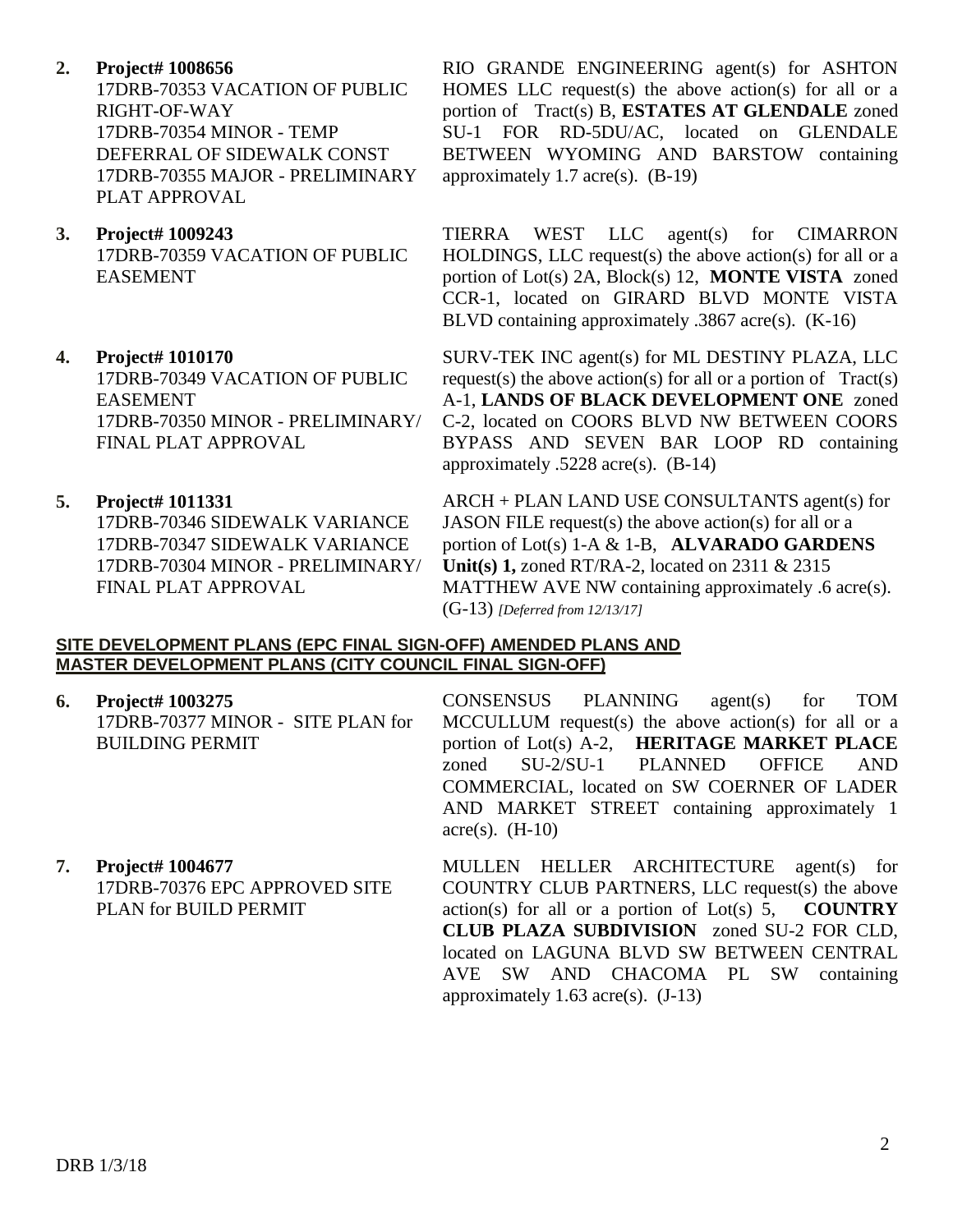**2. Project# 1008656**
17DRB-70353 VACATION OF PUBLIC RIGHT-OF-WAY
17DRB-70354 MINOR - TEMP DEFERRAL OF SIDEWALK CONST
17DRB-70355 MAJOR - PRELIMINARY PLAT APPROVAL

RIO GRANDE ENGINEERING agent(s) for ASHTON HOMES LLC request(s) the above action(s) for all or a portion of Tract(s) B, **ESTATES AT GLENDALE** zoned SU-1 FOR RD-5DU/AC, located on GLENDALE BETWEEN WYOMING AND BARSTOW containing approximately 1.7 acre(s). (B-19)

**3. Project# 1009243**
17DRB-70359 VACATION OF PUBLIC EASEMENT

TIERRA WEST LLC agent(s) for CIMARRON HOLDINGS, LLC request(s) the above action(s) for all or a portion of Lot(s) 2A, Block(s) 12, **MONTE VISTA** zoned CCR-1, located on GIRARD BLVD MONTE VISTA BLVD containing approximately .3867 acre(s). (K-16)

**4. Project# 1010170**
17DRB-70349 VACATION OF PUBLIC EASEMENT
17DRB-70350 MINOR - PRELIMINARY/ FINAL PLAT APPROVAL

SURV-TEK INC agent(s) for ML DESTINY PLAZA, LLC request(s) the above action(s) for all or a portion of Tract(s) A-1, **LANDS OF BLACK DEVELOPMENT ONE** zoned C-2, located on COORS BLVD NW BETWEEN COORS BYPASS AND SEVEN BAR LOOP RD containing approximately .5228 acre(s). (B-14)

**5. Project# 1011331**
17DRB-70346 SIDEWALK VARIANCE
17DRB-70347 SIDEWALK VARIANCE
17DRB-70304 MINOR - PRELIMINARY/ FINAL PLAT APPROVAL

ARCH + PLAN LAND USE CONSULTANTS agent(s) for JASON FILE request(s) the above action(s) for all or a portion of Lot(s) 1-A & 1-B, **ALVARADO GARDENS Unit(s) 1,** zoned RT/RA-2, located on 2311 & 2315 MATTHEW AVE NW containing approximately .6 acre(s). (G-13) *[Deferred from 12/13/17]*

**SITE DEVELOPMENT PLANS (EPC FINAL SIGN-OFF) AMENDED PLANS AND MASTER DEVELOPMENT PLANS (CITY COUNCIL FINAL SIGN-OFF)**

**6. Project# 1003275**
17DRB-70377 MINOR - SITE PLAN for BUILDING PERMIT

CONSENSUS PLANNING agent(s) for TOM MCCULLUM request(s) the above action(s) for all or a portion of Lot(s) A-2, **HERITAGE MARKET PLACE** zoned SU-2/SU-1 PLANNED OFFICE AND COMMERCIAL, located on SW COERNER OF LADER AND MARKET STREET containing approximately 1 acre(s). (H-10)

**7. Project# 1004677**
17DRB-70376 EPC APPROVED SITE PLAN for BUILD PERMIT

MULLEN HELLER ARCHITECTURE agent(s) for COUNTRY CLUB PARTNERS, LLC request(s) the above action(s) for all or a portion of Lot(s) 5, **COUNTRY CLUB PLAZA SUBDIVISION** zoned SU-2 FOR CLD, located on LAGUNA BLVD SW BETWEEN CENTRAL AVE SW AND CHACOMA PL SW containing approximately 1.63 acre(s). (J-13)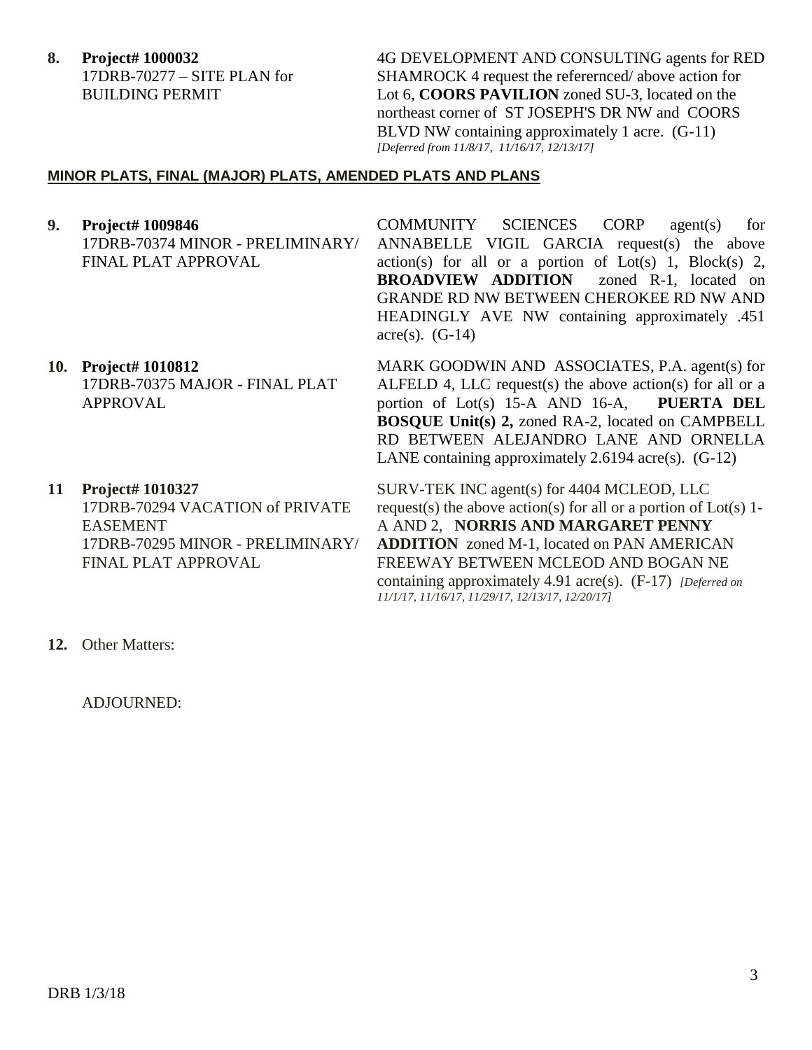**8. Project# 1000032**
17DRB-70277 – SITE PLAN for BUILDING PERMIT

4G DEVELOPMENT AND CONSULTING agents for RED SHAMROCK 4 request the referernced/ above action for Lot 6, **COORS PAVILION** zoned SU-3, located on the northeast corner of ST JOSEPH'S DR NW and COORS BLVD NW containing approximately 1 acre. (G-11) *[Deferred from 11/8/17, 11/16/17, 12/13/17]*

## MINOR PLATS, FINAL (MAJOR) PLATS, AMENDED PLATS AND PLANS

**9. Project# 1009846**
17DRB-70374 MINOR - PRELIMINARY/ FINAL PLAT APPROVAL

COMMUNITY SCIENCES CORP agent(s) for ANNABELLE VIGIL GARCIA request(s) the above action(s) for all or a portion of Lot(s) 1, Block(s) 2, **BROADVIEW ADDITION** zoned R-1, located on GRANDE RD NW BETWEEN CHEROKEE RD NW AND HEADINGLY AVE NW containing approximately .451 acre(s). (G-14)

**10. Project# 1010812**
17DRB-70375 MAJOR - FINAL PLAT APPROVAL

MARK GOODWIN AND ASSOCIATES, P.A. agent(s) for ALFELD 4, LLC request(s) the above action(s) for all or a portion of Lot(s) 15-A AND 16-A, **PUERTA DEL BOSQUE Unit(s) 2,** zoned RA-2, located on CAMPBELL RD BETWEEN ALEJANDRO LANE AND ORNELLA LANE containing approximately 2.6194 acre(s). (G-12)

**11 Project# 1010327**
17DRB-70294 VACATION of PRIVATE EASEMENT
17DRB-70295 MINOR - PRELIMINARY/ FINAL PLAT APPROVAL

SURV-TEK INC agent(s) for 4404 MCLEOD, LLC request(s) the above action(s) for all or a portion of Lot(s) 1-A AND 2, **NORRIS AND MARGARET PENNY ADDITION** zoned M-1, located on PAN AMERICAN FREEWAY BETWEEN MCLEOD AND BOGAN NE containing approximately 4.91 acre(s). (F-17) *[Deferred on 11/1/17, 11/16/17, 11/29/17, 12/13/17, 12/20/17]*

**12.** Other Matters:

ADJOURNED: